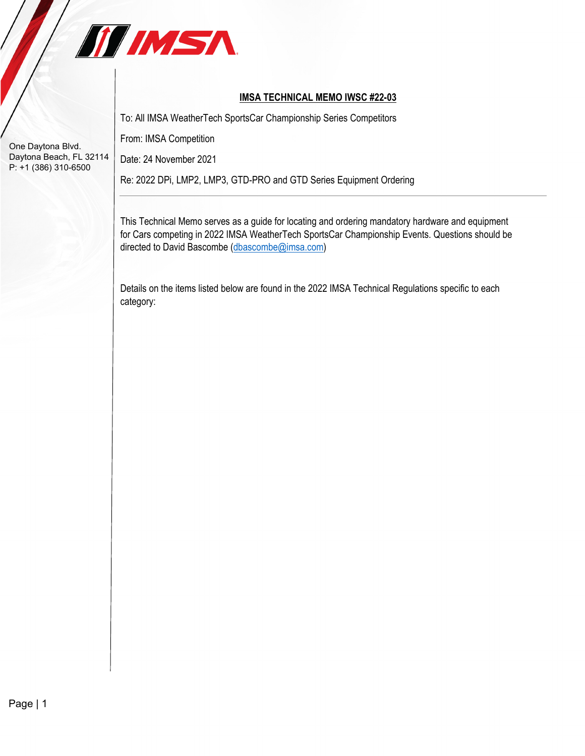One Daytona Blvd.
Daytona Beach, FL 32114
P: +1 (386) 310-6500

# IMSA TECHNICAL MEMO IWSC #22-03

To: All IMSA WeatherTech SportsCar Championship Series Competitors

From: IMSA Competition

Date: 24 November 2021

Re: 2022 DPi, LMP2, LMP3, GTD-PRO and GTD Series Equipment Ordering

---

This Technical Memo serves as a guide for locating and ordering mandatory hardware and equipment for Cars competing in 2022 IMSA WeatherTech SportsCar Championship Events. Questions should be directed to David Bascombe (dbascombe@imsa.com)

Details on the items listed below are found in the 2022 IMSA Technical Regulations specific to each category: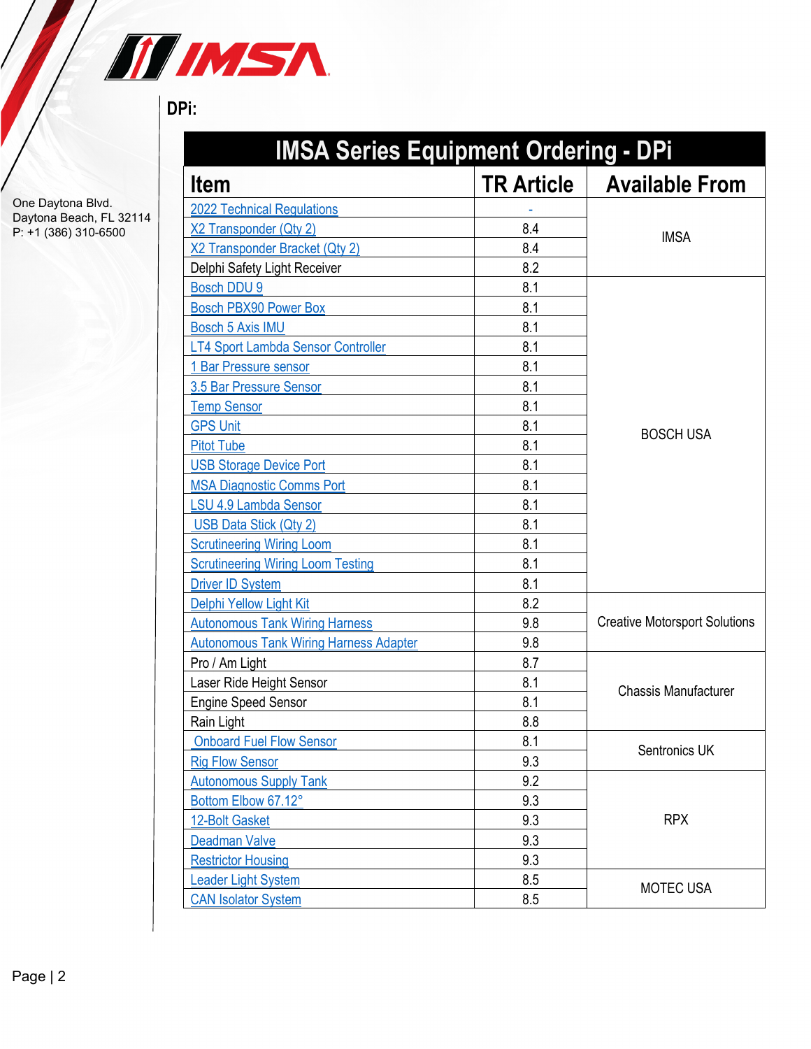**DPi:**

| IMSA Series Equipment Ordering - DPi | | |
|---|---|---|
| **Item** | **TR Article** | **Available From** |
| 2022 Technical Regulations | - | IMSA |
| X2 Transponder (Qty 2) | 8.4 | IMSA |
| X2 Transponder Bracket (Qty 2) | 8.4 | IMSA |
| Delphi Safety Light Receiver | 8.2 | IMSA |
| Bosch DDU 9 | 8.1 | BOSCH USA |
| Bosch PBX90 Power Box | 8.1 | BOSCH USA |
| Bosch 5 Axis IMU | 8.1 | BOSCH USA |
| LT4 Sport Lambda Sensor Controller | 8.1 | BOSCH USA |
| 1 Bar Pressure sensor | 8.1 | BOSCH USA |
| 3.5 Bar Pressure Sensor | 8.1 | BOSCH USA |
| Temp Sensor | 8.1 | BOSCH USA |
| GPS Unit | 8.1 | BOSCH USA |
| Pitot Tube | 8.1 | BOSCH USA |
| USB Storage Device Port | 8.1 | BOSCH USA |
| MSA Diagnostic Comms Port | 8.1 | BOSCH USA |
| LSU 4.9 Lambda Sensor | 8.1 | BOSCH USA |
| USB Data Stick (Qty 2) | 8.1 | BOSCH USA |
| Scrutineering Wiring Loom | 8.1 | BOSCH USA |
| Scrutineering Wiring Loom Testing | 8.1 | BOSCH USA |
| Driver ID System | 8.1 | BOSCH USA |
| Delphi Yellow Light Kit | 8.2 | Creative Motorsport Solutions |
| Autonomous Tank Wiring Harness | 9.8 | Creative Motorsport Solutions |
| Autonomous Tank Wiring Harness Adapter | 9.8 | Creative Motorsport Solutions |
| Pro / Am Light | 8.7 | Chassis Manufacturer |
| Laser Ride Height Sensor | 8.1 | Chassis Manufacturer |
| Engine Speed Sensor | 8.1 | Chassis Manufacturer |
| Rain Light | 8.8 | Chassis Manufacturer |
| Onboard Fuel Flow Sensor | 8.1 | Sentronics UK |
| Rig Flow Sensor | 9.3 | Sentronics UK |
| Autonomous Supply Tank | 9.2 | RPX |
| Bottom Elbow 67.12° | 9.3 | RPX |
| 12-Bolt Gasket | 9.3 | RPX |
| Deadman Valve | 9.3 | RPX |
| Restrictor Housing | 9.3 | RPX |
| Leader Light System | 8.5 | MOTEC USA |
| CAN Isolator System | 8.5 | MOTEC USA |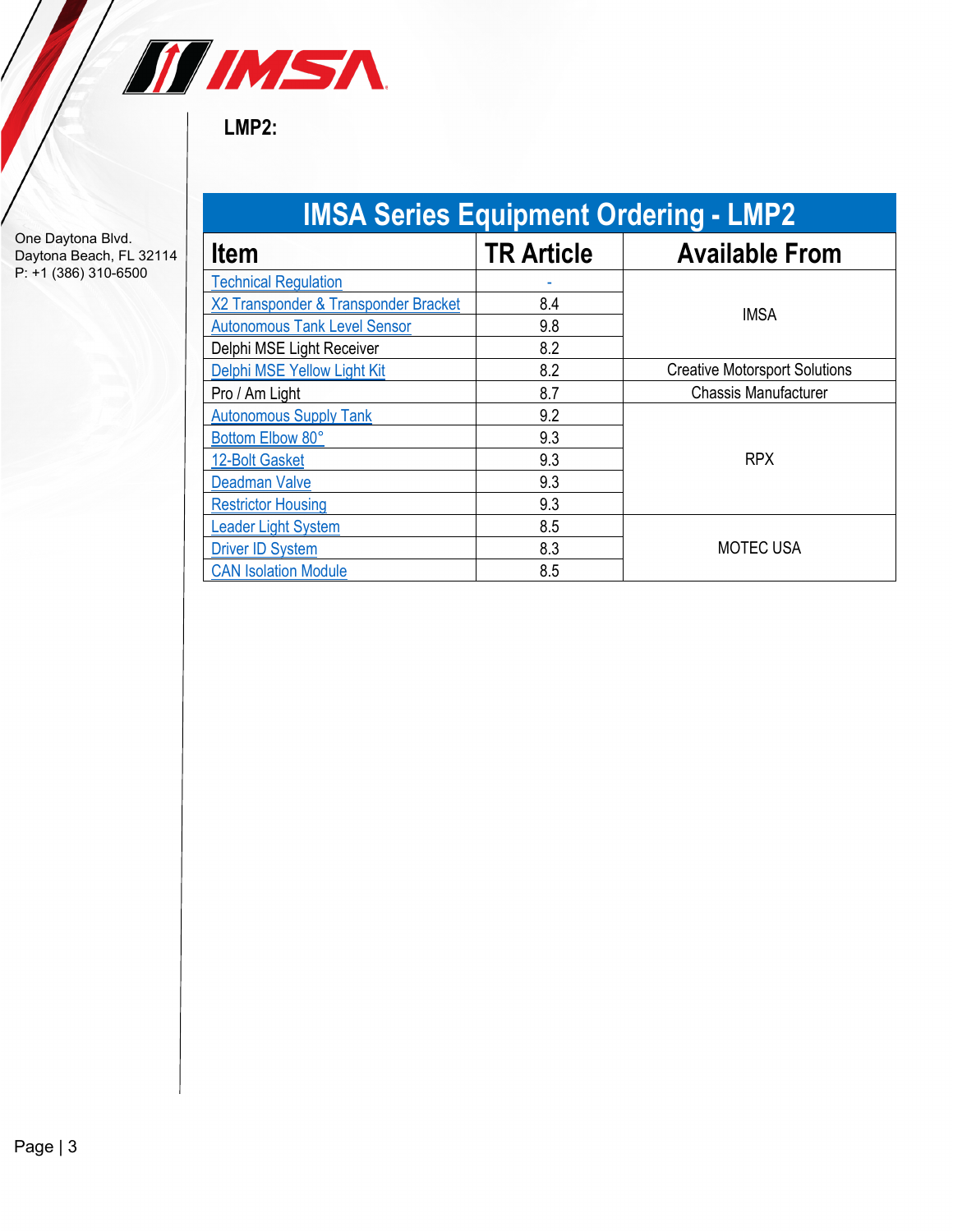One Daytona Blvd.
Daytona Beach, FL 32114
P: +1 (386) 310-6500

**LMP2:**

| IMSA Series Equipment Ordering - LMP2 | | |
|---|---|---|
| **Item** | **TR Article** | **Available From** |
| Technical Regulation | - | IMSA |
| X2 Transponder & Transponder Bracket | 8.4 | IMSA |
| Autonomous Tank Level Sensor | 9.8 | IMSA |
| Delphi MSE Light Receiver | 8.2 | IMSA |
| Delphi MSE Yellow Light Kit | 8.2 | Creative Motorsport Solutions |
| Pro / Am Light | 8.7 | Chassis Manufacturer |
| Autonomous Supply Tank | 9.2 | RPX |
| Bottom Elbow 80° | 9.3 | RPX |
| 12-Bolt Gasket | 9.3 | RPX |
| Deadman Valve | 9.3 | RPX |
| Restrictor Housing | 9.3 | RPX |
| Leader Light System | 8.5 | MOTEC USA |
| Driver ID System | 8.3 | MOTEC USA |
| CAN Isolation Module | 8.5 | MOTEC USA |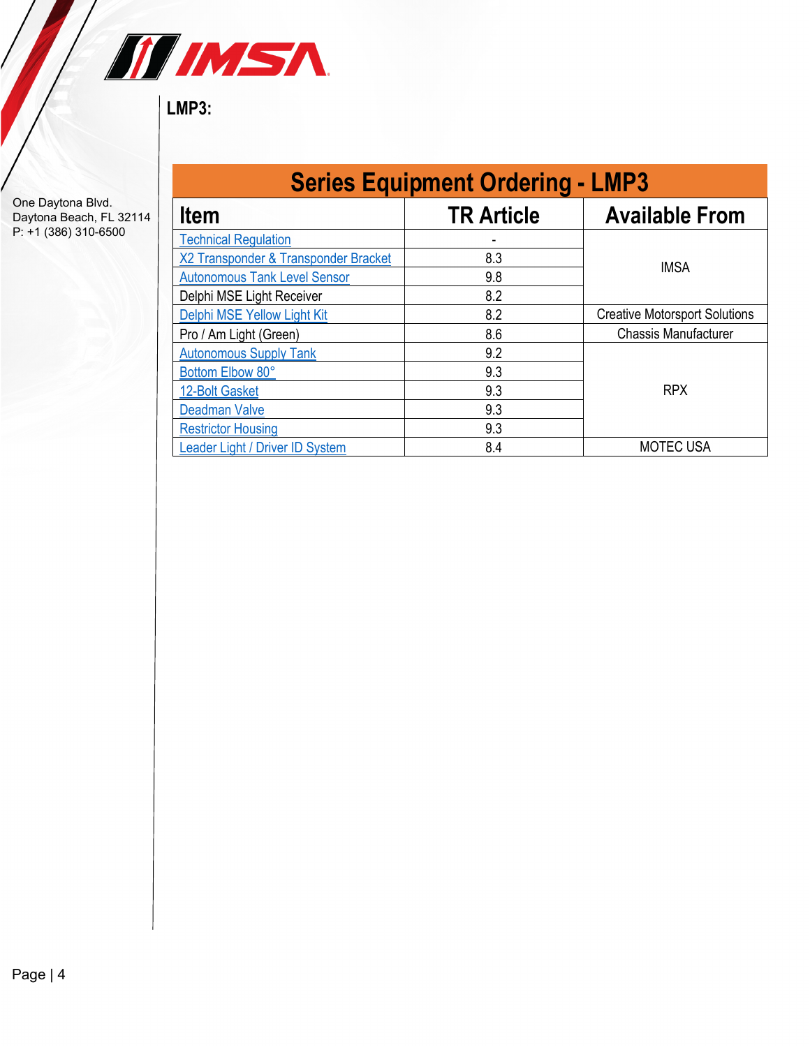LMP3:

| Series Equipment Ordering - LMP3 | | |
|---|---|---|
| **Item** | **TR Article** | **Available From** |
| Technical Regulation | - | IMSA |
| X2 Transponder & Transponder Bracket | 8.3 | IMSA |
| Autonomous Tank Level Sensor | 9.8 | IMSA |
| Delphi MSE Light Receiver | 8.2 | IMSA |
| Delphi MSE Yellow Light Kit | 8.2 | Creative Motorsport Solutions |
| Pro / Am Light (Green) | 8.6 | Chassis Manufacturer |
| Autonomous Supply Tank | 9.2 | RPX |
| Bottom Elbow 80° | 9.3 | RPX |
| 12-Bolt Gasket | 9.3 | RPX |
| Deadman Valve | 9.3 | RPX |
| Restrictor Housing | 9.3 | RPX |
| Leader Light / Driver ID System | 8.4 | MOTEC USA |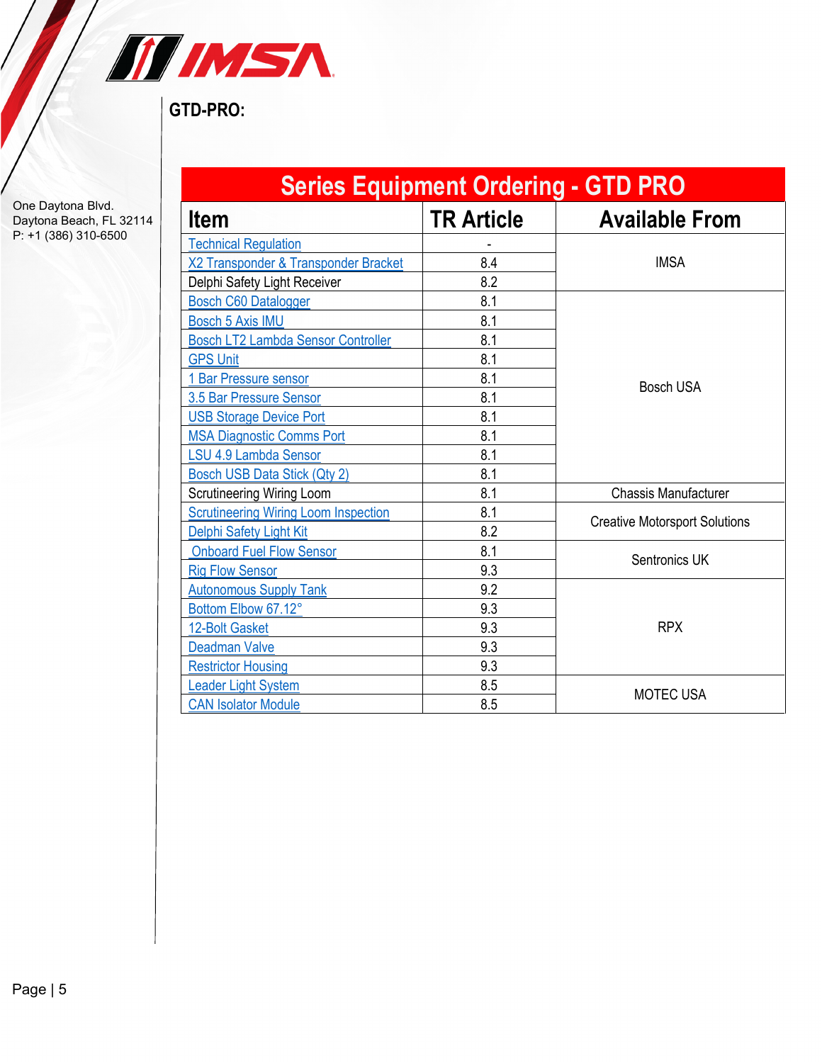## GTD-PRO:

| Series Equipment Ordering - GTD PRO | | |
|---|---|---|
| **Item** | **TR Article** | **Available From** |
| Technical Regulation | - | IMSA |
| X2 Transponder & Transponder Bracket | 8.4 | |
| Delphi Safety Light Receiver | 8.2 | |
| Bosch C60 Datalogger | 8.1 | Bosch USA |
| Bosch 5 Axis IMU | 8.1 | |
| Bosch LT2 Lambda Sensor Controller | 8.1 | |
| GPS Unit | 8.1 | |
| 1 Bar Pressure sensor | 8.1 | |
| 3.5 Bar Pressure Sensor | 8.1 | |
| USB Storage Device Port | 8.1 | |
| MSA Diagnostic Comms Port | 8.1 | |
| LSU 4.9 Lambda Sensor | 8.1 | |
| Bosch USB Data Stick (Qty 2) | 8.1 | |
| Scrutineering Wiring Loom | 8.1 | Chassis Manufacturer |
| Scrutineering Wiring Loom Inspection | 8.1 | Creative Motorsport Solutions |
| Delphi Safety Light Kit | 8.2 | |
| Onboard Fuel Flow Sensor | 8.1 | Sentronics UK |
| Rig Flow Sensor | 9.3 | |
| Autonomous Supply Tank | 9.2 | RPX |
| Bottom Elbow 67.12° | 9.3 | |
| 12-Bolt Gasket | 9.3 | |
| Deadman Valve | 9.3 | |
| Restrictor Housing | 9.3 | |
| Leader Light System | 8.5 | MOTEC USA |
| CAN Isolator Module | 8.5 | |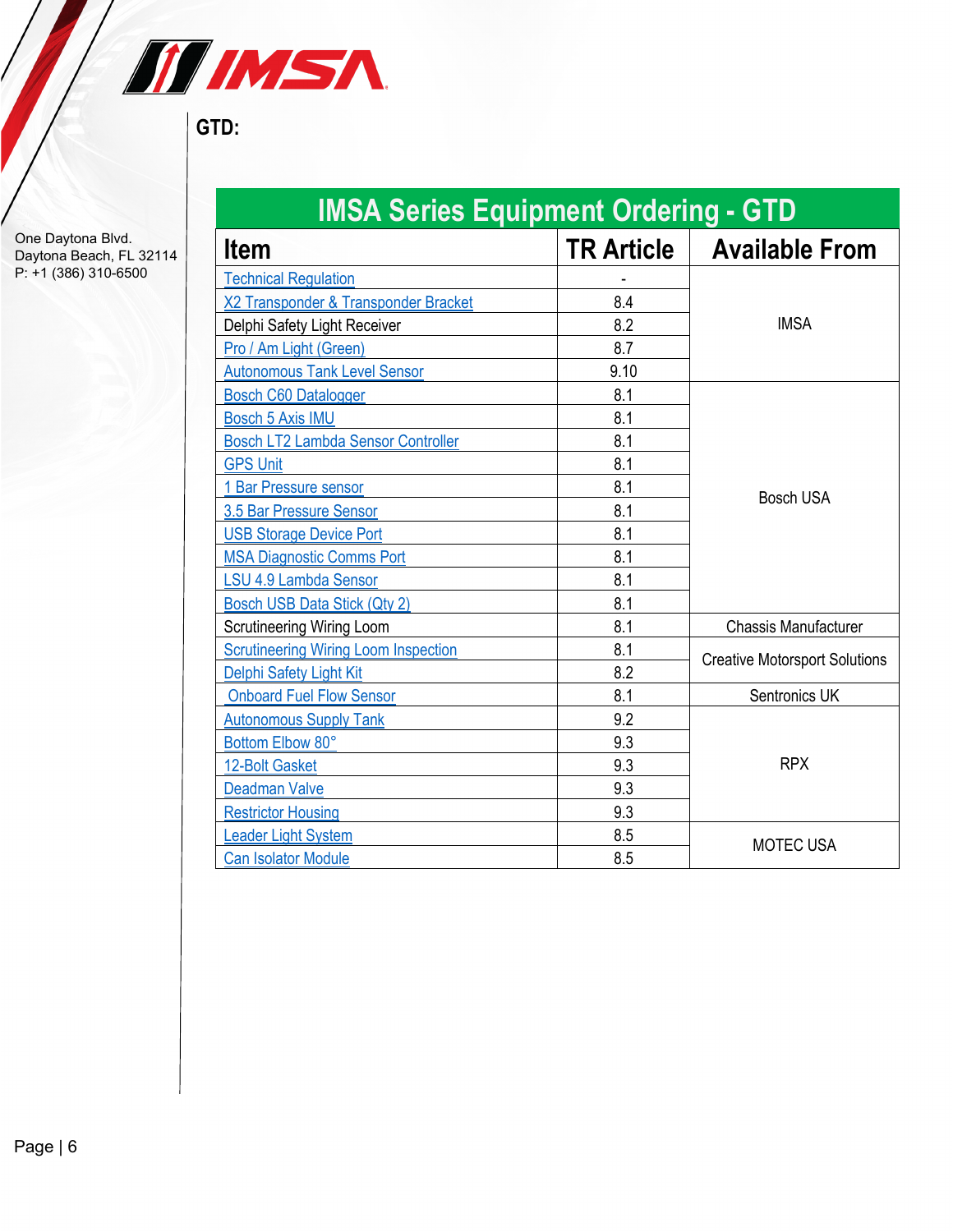One Daytona Blvd.
Daytona Beach, FL 32114
P: +1 (386) 310-6500

**GTD:**

| IMSA Series Equipment Ordering - GTD | | |
|---|---|---|
| **Item** | **TR Article** | **Available From** |
| Technical Regulation | - | IMSA |
| X2 Transponder & Transponder Bracket | 8.4 | IMSA |
| Delphi Safety Light Receiver | 8.2 | IMSA |
| Pro / Am Light (Green) | 8.7 | IMSA |
| Autonomous Tank Level Sensor | 9.10 | IMSA |
| Bosch C60 Datalogger | 8.1 | Bosch USA |
| Bosch 5 Axis IMU | 8.1 | Bosch USA |
| Bosch LT2 Lambda Sensor Controller | 8.1 | Bosch USA |
| GPS Unit | 8.1 | Bosch USA |
| 1 Bar Pressure sensor | 8.1 | Bosch USA |
| 3.5 Bar Pressure Sensor | 8.1 | Bosch USA |
| USB Storage Device Port | 8.1 | Bosch USA |
| MSA Diagnostic Comms Port | 8.1 | Bosch USA |
| LSU 4.9 Lambda Sensor | 8.1 | Bosch USA |
| Bosch USB Data Stick (Qty 2) | 8.1 | Bosch USA |
| Scrutineering Wiring Loom | 8.1 | Chassis Manufacturer |
| Scrutineering Wiring Loom Inspection | 8.1 | Creative Motorsport Solutions |
| Delphi Safety Light Kit | 8.2 | Creative Motorsport Solutions |
| Onboard Fuel Flow Sensor | 8.1 | Sentronics UK |
| Autonomous Supply Tank | 9.2 | RPX |
| Bottom Elbow 80° | 9.3 | RPX |
| 12-Bolt Gasket | 9.3 | RPX |
| Deadman Valve | 9.3 | RPX |
| Restrictor Housing | 9.3 | RPX |
| Leader Light System | 8.5 | MOTEC USA |
| Can Isolator Module | 8.5 | MOTEC USA |